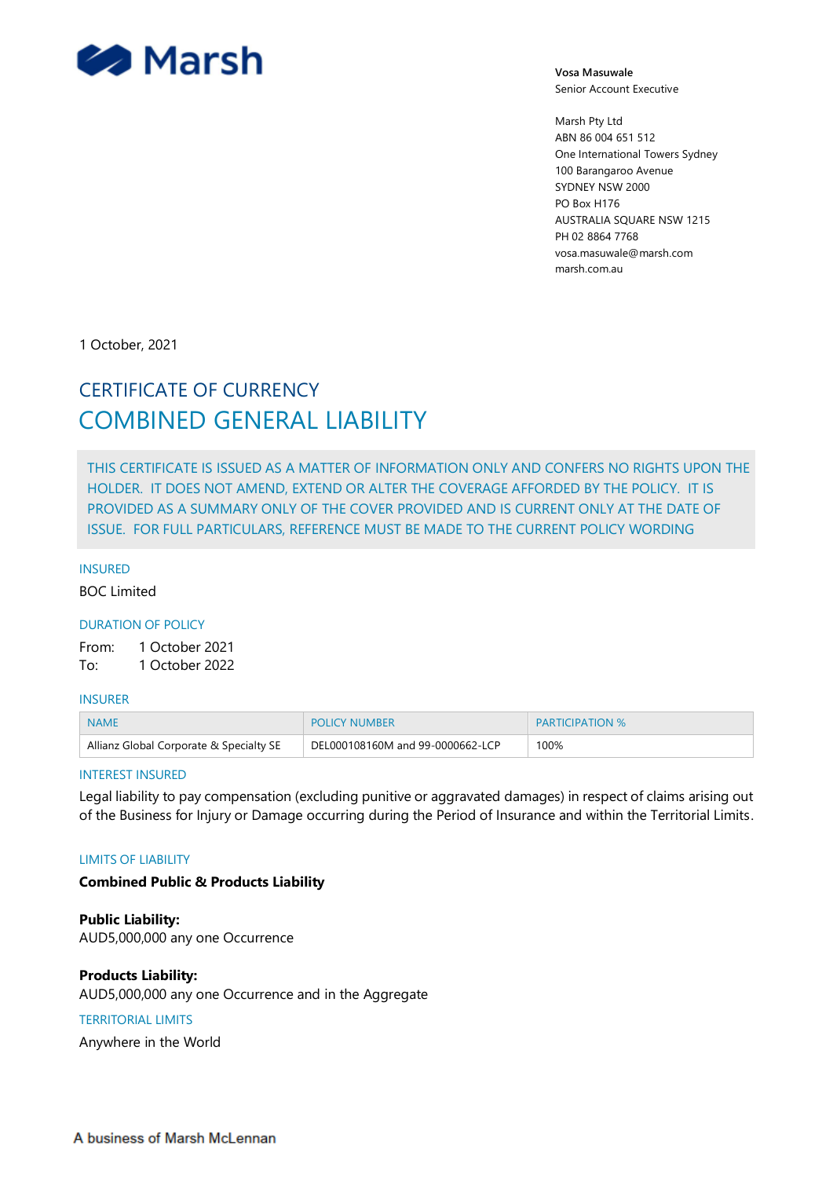Marsh

**Vosa Masuwale**
Senior Account Executive

Marsh Pty Ltd
ABN 86 004 651 512
One International Towers Sydney
100 Barangaroo Avenue
SYDNEY NSW 2000
PO Box H176
AUSTRALIA SQUARE NSW 1215
PH 02 8864 7768
vosa.masuwale@marsh.com
marsh.com.au

1 October, 2021

# CERTIFICATE OF CURRENCY

# COMBINED GENERAL LIABILITY

THIS CERTIFICATE IS ISSUED AS A MATTER OF INFORMATION ONLY AND CONFERS NO RIGHTS UPON THE HOLDER. IT DOES NOT AMEND, EXTEND OR ALTER THE COVERAGE AFFORDED BY THE POLICY. IT IS PROVIDED AS A SUMMARY ONLY OF THE COVER PROVIDED AND IS CURRENT ONLY AT THE DATE OF ISSUE. FOR FULL PARTICULARS, REFERENCE MUST BE MADE TO THE CURRENT POLICY WORDING

### INSURED

BOC Limited

### DURATION OF POLICY

From: 1 October 2021
To: 1 October 2022

### INSURER

| NAME | POLICY NUMBER | PARTICIPATION % |
|---|---|---|
| Allianz Global Corporate & Specialty SE | DEL000108160M and 99-0000662-LCP | 100% |

### INTEREST INSURED

Legal liability to pay compensation (excluding punitive or aggravated damages) in respect of claims arising out of the Business for Injury or Damage occurring during the Period of Insurance and within the Territorial Limits.

### LIMITS OF LIABILITY

**Combined Public & Products Liability**

**Public Liability:**
AUD5,000,000 any one Occurrence

**Products Liability:**
AUD5,000,000 any one Occurrence and in the Aggregate

### TERRITORIAL LIMITS

Anywhere in the World

A business of Marsh McLennan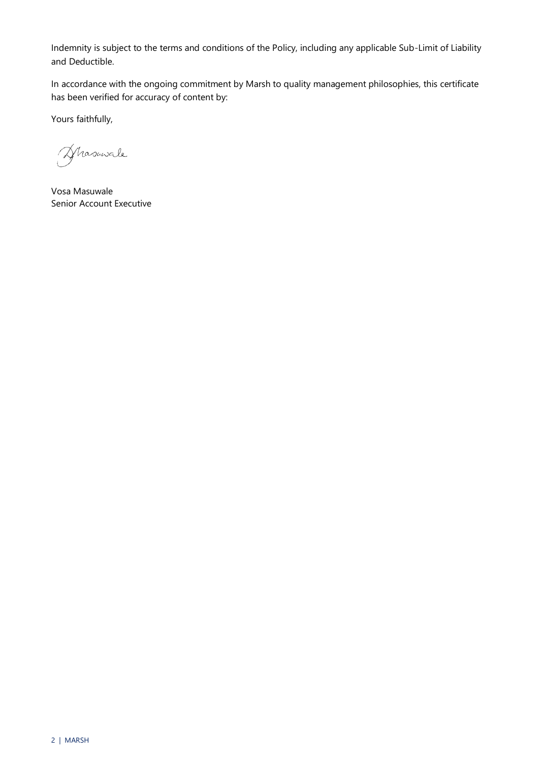Indemnity is subject to the terms and conditions of the Policy, including any applicable Sub-Limit of Liability and Deductible.

In accordance with the ongoing commitment by Marsh to quality management philosophies, this certificate has been verified for accuracy of content by:

Yours faithfully,

Vosa Masuwale
Senior Account Executive